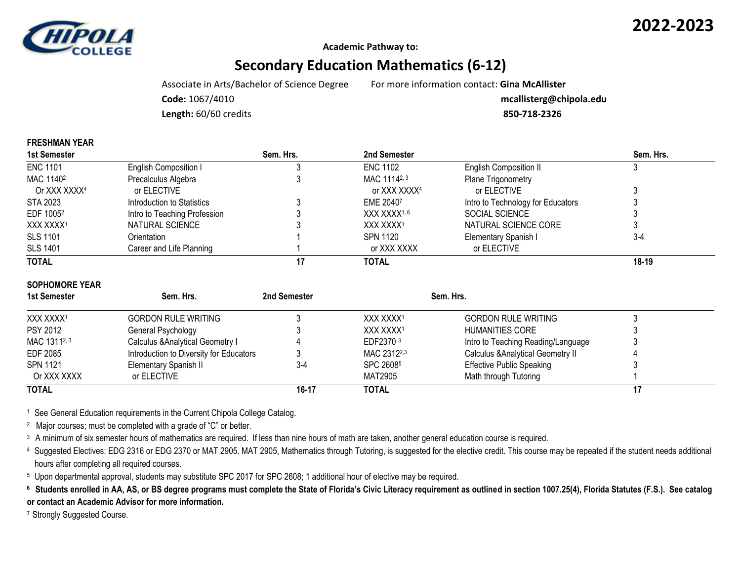**2022-2023**

**Academic Pathway to:**

# Secondary Education Mathematics (6-12)

Associate in Arts/Bachelor of Science Degree
**Code:** 1067/4010
**Length:** 60/60 credits

For more information contact: **Gina McAllister**
**mcallisterg@chipola.edu**
**850-718-2326**

## FRESHMAN YEAR

| 1st Semester | | Sem. Hrs. | 2nd Semester | | Sem. Hrs. |
|---|---|---|---|---|---|
| ENC 1101 | English Composition I | 3 | ENC 1102 | English Composition II | 3 |
| MAC 1140[2] Or XXX XXXX[4] | Precalculus Algebra or ELECTIVE | 3 | MAC 1114[2, 3] or XXX XXXX[4] | Plane Trigonometry or ELECTIVE | 3 |
| STA 2023 | Introduction to Statistics | 3 | EME 2040[7] | Intro to Technology for Educators | 3 |
| EDF 1005[2] | Intro to Teaching Profession | 3 | XXX XXXX[1, 6] | SOCIAL SCIENCE | 3 |
| XXX XXXX[1] | NATURAL SCIENCE | 3 | XXX XXXX[1] | NATURAL SCIENCE CORE | 3 |
| SLS 1101 | Orientation | 1 | SPN 1120 or XXX XXXX | Elementary Spanish I or ELECTIVE | 3-4 |
| SLS 1401 | Career and Life Planning | 1 | | | |
| **TOTAL** | | **17** | **TOTAL** | | **18-19** |

## SOPHOMORE YEAR

| 1st Semester | | Sem. Hrs. | 2nd Semester | | Sem. Hrs. |
|---|---|---|---|---|---|
| XXX XXXX[1] | GORDON RULE WRITING | 3 | XXX XXXX[1] | GORDON RULE WRITING | 3 |
| PSY 2012 | General Psychology | 3 | XXX XXXX[1] | HUMANITIES CORE | 3 |
| MAC 1311[2, 3] | Calculus &Analytical Geometry I | 4 | EDF2370 [3] | Intro to Teaching Reading/Language | 3 |
| EDF 2085 | Introduction to Diversity for Educators | 3 | MAC 2312[2,3] | Calculus &Analytical Geometry II | 4 |
| SPN 1121 Or XXX XXXX | Elementary Spanish II or ELECTIVE | 3-4 | SPC 2608[5] | Effective Public Speaking | 3 |
| | | | MAT2905 | Math through Tutoring | 1 |
| **TOTAL** | | **16-17** | **TOTAL** | | **17** |

[1] See General Education requirements in the Current Chipola College Catalog.

[2] Major courses; must be completed with a grade of "C" or better.

[3] A minimum of six semester hours of mathematics are required. If less than nine hours of math are taken, another general education course is required.

[4] Suggested Electives: EDG 2316 or EDG 2370 or MAT 2905. MAT 2905, Mathematics through Tutoring, is suggested for the elective credit. This course may be repeated if the student needs additional hours after completing all required courses.

[5] Upon departmental approval, students may substitute SPC 2017 for SPC 2608; 1 additional hour of elective may be required.

**[6] Students enrolled in AA, AS, or BS degree programs must complete the State of Florida's Civic Literacy requirement as outlined in section 1007.25(4), Florida Statutes (F.S.). See catalog or contact an Academic Advisor for more information.**

[7] Strongly Suggested Course.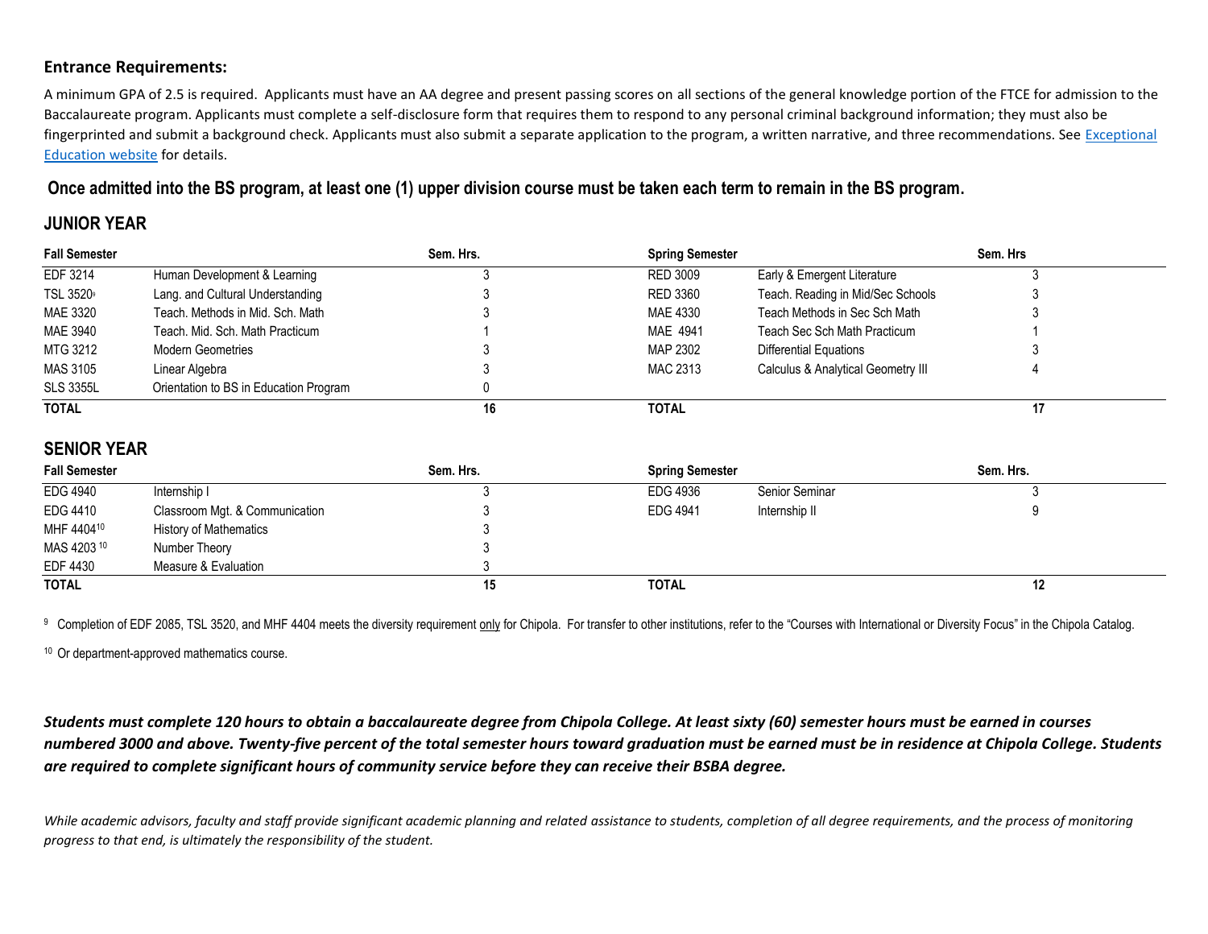## Entrance Requirements:

A minimum GPA of 2.5 is required. Applicants must have an AA degree and present passing scores on all sections of the general knowledge portion of the FTCE for admission to the Baccalaureate program. Applicants must complete a self-disclosure form that requires them to respond to any personal criminal background information; they must also be fingerprinted and submit a background check. Applicants must also submit a separate application to the program, a written narrative, and three recommendations. See Exceptional Education website for details.

**Once admitted into the BS program, at least one (1) upper division course must be taken each term to remain in the BS program.**

## JUNIOR YEAR

| Fall Semester | | Sem. Hrs. | Spring Semester | | Sem. Hrs |
|---|---|---|---|---|---|
| EDF 3214 | Human Development & Learning | 3 | RED 3009 | Early & Emergent Literature | 3 |
| TSL 3520[9] | Lang. and Cultural Understanding | 3 | RED 3360 | Teach. Reading in Mid/Sec Schools | 3 |
| MAE 3320 | Teach. Methods in Mid. Sch. Math | 3 | MAE 4330 | Teach Methods in Sec Sch Math | 3 |
| MAE 3940 | Teach. Mid. Sch. Math Practicum | 1 | MAE 4941 | Teach Sec Sch Math Practicum | 1 |
| MTG 3212 | Modern Geometries | 3 | MAP 2302 | Differential Equations | 3 |
| MAS 3105 | Linear Algebra | 3 | MAC 2313 | Calculus & Analytical Geometry III | 4 |
| SLS 3355L | Orientation to BS in Education Program | 0 | | | |
| **TOTAL** | | **16** | **TOTAL** | | **17** |

## SENIOR YEAR

| Fall Semester | | Sem. Hrs. | Spring Semester | | Sem. Hrs. |
|---|---|---|---|---|---|
| EDG 4940 | Internship I | 3 | EDG 4936 | Senior Seminar | 3 |
| EDG 4410 | Classroom Mgt. & Communication | 3 | EDG 4941 | Internship II | 9 |
| MHF 4404[10] | History of Mathematics | 3 | | | |
| MAS 4203[10] | Number Theory | 3 | | | |
| EDF 4430 | Measure & Evaluation | 3 | | | |
| **TOTAL** | | **15** | **TOTAL** | | **12** |

[9] Completion of EDF 2085, TSL 3520, and MHF 4404 meets the diversity requirement only for Chipola. For transfer to other institutions, refer to the "Courses with International or Diversity Focus" in the Chipola Catalog.

[10] Or department-approved mathematics course.

***Students must complete 120 hours to obtain a baccalaureate degree from Chipola College. At least sixty (60) semester hours must be earned in courses numbered 3000 and above. Twenty-five percent of the total semester hours toward graduation must be earned must be in residence at Chipola College. Students are required to complete significant hours of community service before they can receive their BSBA degree.***

*While academic advisors, faculty and staff provide significant academic planning and related assistance to students, completion of all degree requirements, and the process of monitoring progress to that end, is ultimately the responsibility of the student.*